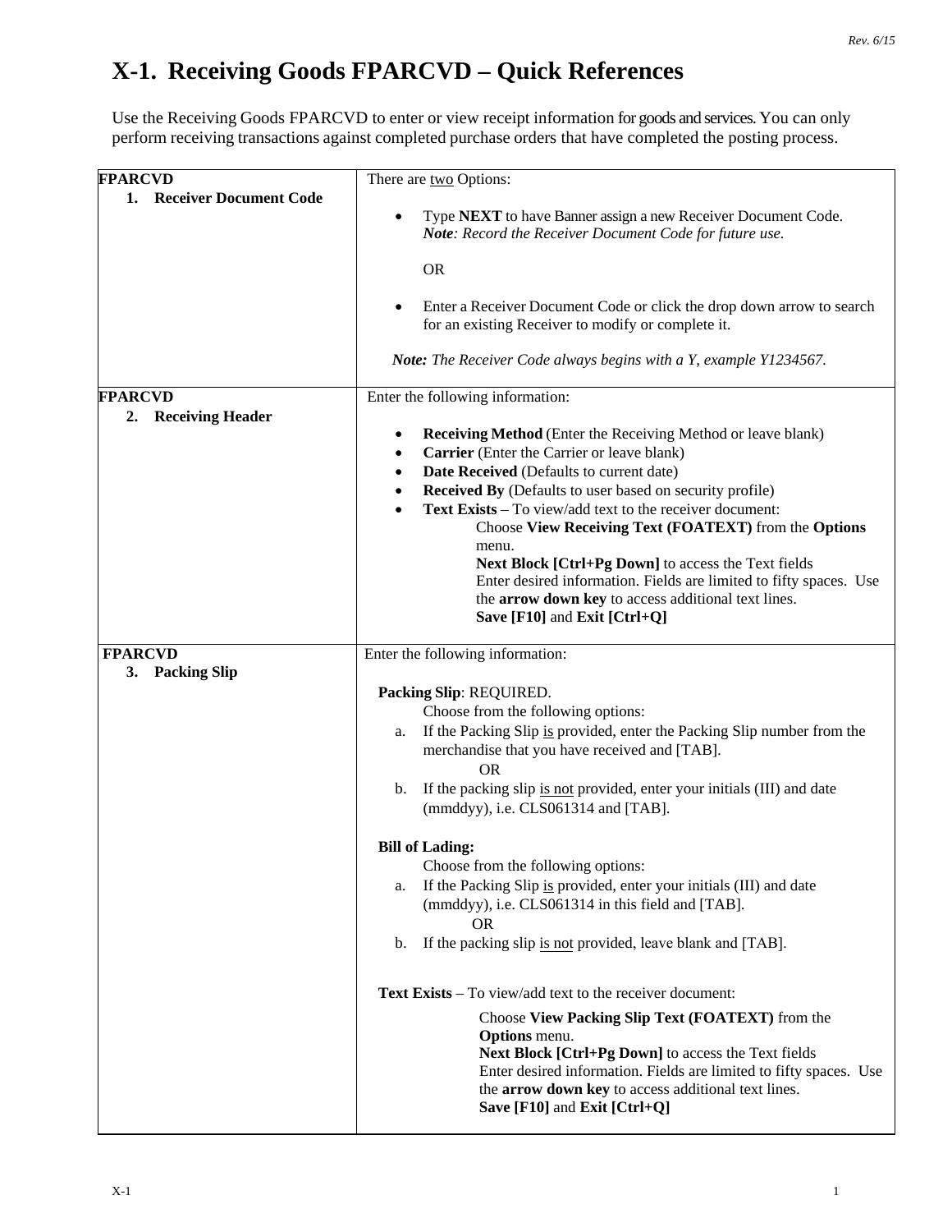# X-1. Receiving Goods FPARCVD – Quick References

Use the Receiving Goods FPARCVD to enter or view receipt information for goods and services. You can only perform receiving transactions against completed purchase orders that have completed the posting process.

| | |
|---|---|
| **FPARCVD**<br>**1. Receiver Document Code** | There are <u>two</u> Options:<br><br>• Type **NEXT** to have Banner assign a new Receiver Document Code. ***Note****: Record the Receiver Document Code for future use.*<br><br>OR<br><br>• Enter a Receiver Document Code or click the drop down arrow to search for an existing Receiver to modify or complete it.<br><br>***Note:*** *The Receiver Code always begins with a Y, example Y1234567.* |
| **FPARCVD**<br>**2. Receiving Header** | Enter the following information:<br><br>• **Receiving Method** (Enter the Receiving Method or leave blank)<br>• **Carrier** (Enter the Carrier or leave blank)<br>• **Date Received** (Defaults to current date)<br>• **Received By** (Defaults to user based on security profile)<br>• **Text Exists** – To view/add text to the receiver document:<br>Choose **View Receiving Text (FOATEXT)** from the **Options** menu.<br>**Next Block [Ctrl+Pg Down]** to access the Text fields<br>Enter desired information. Fields are limited to fifty spaces. Use the **arrow down key** to access additional text lines.<br>**Save [F10]** and **Exit [Ctrl+Q]** |
| **FPARCVD**<br>**3. Packing Slip** | Enter the following information:<br><br>**Packing Slip**: REQUIRED.<br>Choose from the following options:<br>a. If the Packing Slip <u>is</u> provided, enter the Packing Slip number from the merchandise that you have received and [TAB].<br>OR<br>b. If the packing slip <u>is not</u> provided, enter your initials (III) and date (mmddyy), i.e. CLS061314 and [TAB].<br><br>**Bill of Lading:**<br>Choose from the following options:<br>a. If the Packing Slip <u>is</u> provided, enter your initials (III) and date (mmddyy), i.e. CLS061314 in this field and [TAB].<br>OR<br>b. If the packing slip <u>is not</u> provided, leave blank and [TAB].<br><br>**Text Exists** – To view/add text to the receiver document:<br>Choose **View Packing Slip Text (FOATEXT)** from the **Options** menu.<br>**Next Block [Ctrl+Pg Down]** to access the Text fields<br>Enter desired information. Fields are limited to fifty spaces. Use the **arrow down key** to access additional text lines.<br>**Save [F10]** and **Exit [Ctrl+Q]** |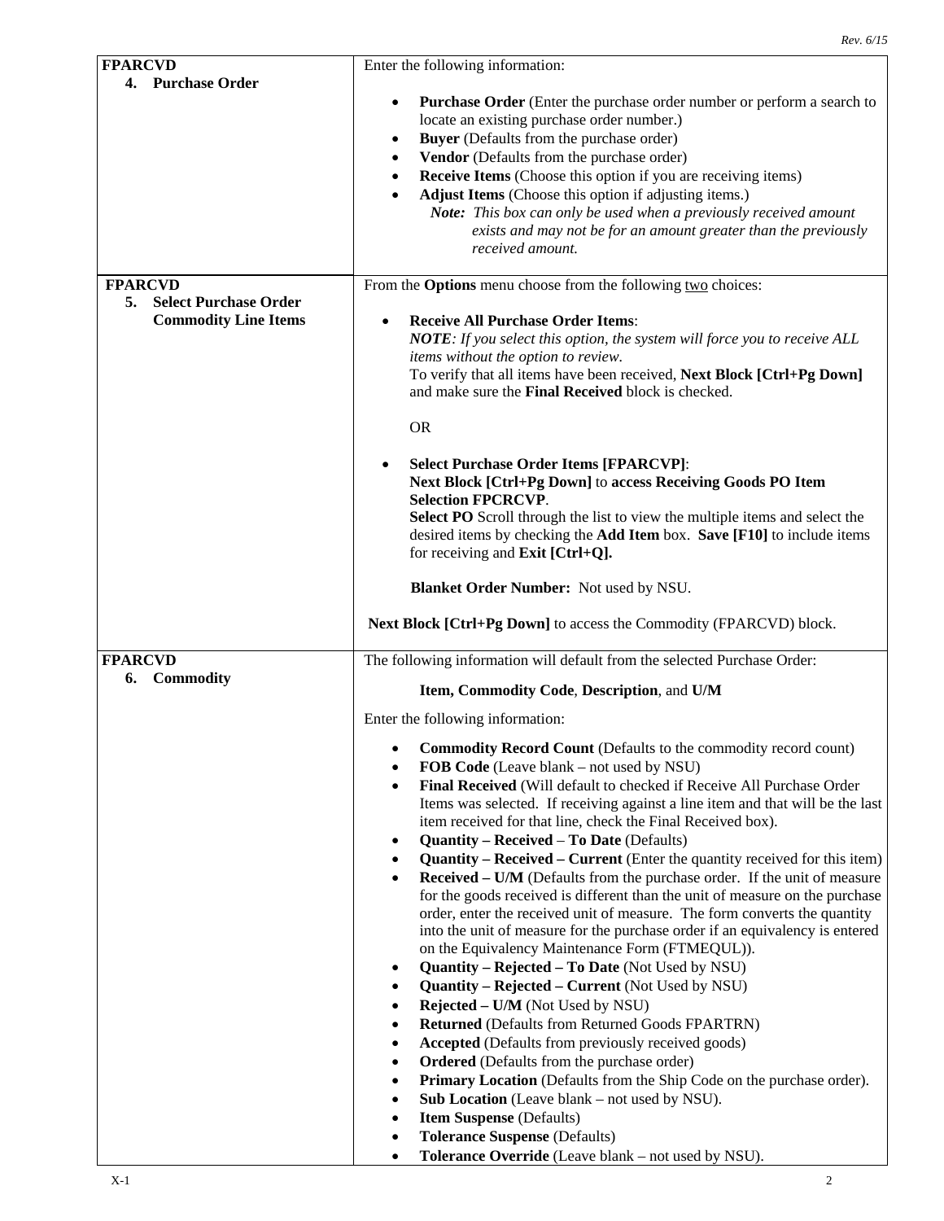| FPARCVD **4. Purchase Order** | Enter the following information:<br><br>• **Purchase Order** (Enter the purchase order number or perform a search to locate an existing purchase order number.)<br>• **Buyer** (Defaults from the purchase order)<br>• **Vendor** (Defaults from the purchase order)<br>• **Receive Items** (Choose this option if you are receiving items)<br>• **Adjust Items** (Choose this option if adjusting items.)<br>*Note: This box can only be used when a previously received amount exists and may not be for an amount greater than the previously received amount.* |
|---|---|
| **FPARCVD** **5. Select Purchase Order Commodity Line Items** | From the **Options** menu choose from the following two choices:<br><br>• **Receive All Purchase Order Items**:<br>***NOTE**: If you select this option, the system will force you to receive ALL items without the option to review.*<br>To verify that all items have been received, **Next Block [Ctrl+Pg Down]** and make sure the **Final Received** block is checked.<br><br>OR<br><br>• **Select Purchase Order Items [FPARCVP]**:<br>**Next Block [Ctrl+Pg Down]** to **access Receiving Goods PO Item Selection FPCRCVP**.<br>**Select PO** Scroll through the list to view the multiple items and select the desired items by checking the **Add Item** box. **Save [F10]** to include items for receiving and **Exit [Ctrl+Q].**<br><br>**Blanket Order Number:** Not used by NSU.<br><br>**Next Block [Ctrl+Pg Down]** to access the Commodity (FPARCVD) block. |
| **FPARCVD** **6. Commodity** | The following information will default from the selected Purchase Order:<br><br>**Item, Commodity Code**, **Description**, and **U/M**<br><br>Enter the following information:<br><br>• **Commodity Record Count** (Defaults to the commodity record count)<br>• **FOB Code** (Leave blank – not used by NSU)<br>• **Final Received** (Will default to checked if Receive All Purchase Order Items was selected. If receiving against a line item and that will be the last item received for that line, check the Final Received box).<br>• **Quantity – Received – To Date** (Defaults)<br>• **Quantity – Received – Current** (Enter the quantity received for this item)<br>• **Received – U/M** (Defaults from the purchase order. If the unit of measure for the goods received is different than the unit of measure on the purchase order, enter the received unit of measure. The form converts the quantity into the unit of measure for the purchase order if an equivalency is entered on the Equivalency Maintenance Form (FTMEQUL)).<br>• **Quantity – Rejected – To Date** (Not Used by NSU)<br>• **Quantity – Rejected – Current** (Not Used by NSU)<br>• **Rejected – U/M** (Not Used by NSU)<br>• **Returned** (Defaults from Returned Goods FPARTRN)<br>• **Accepted** (Defaults from previously received goods)<br>• **Ordered** (Defaults from the purchase order)<br>• **Primary Location** (Defaults from the Ship Code on the purchase order).<br>• **Sub Location** (Leave blank – not used by NSU).<br>• **Item Suspense** (Defaults)<br>• **Tolerance Suspense** (Defaults)<br>• **Tolerance Override** (Leave blank – not used by NSU). |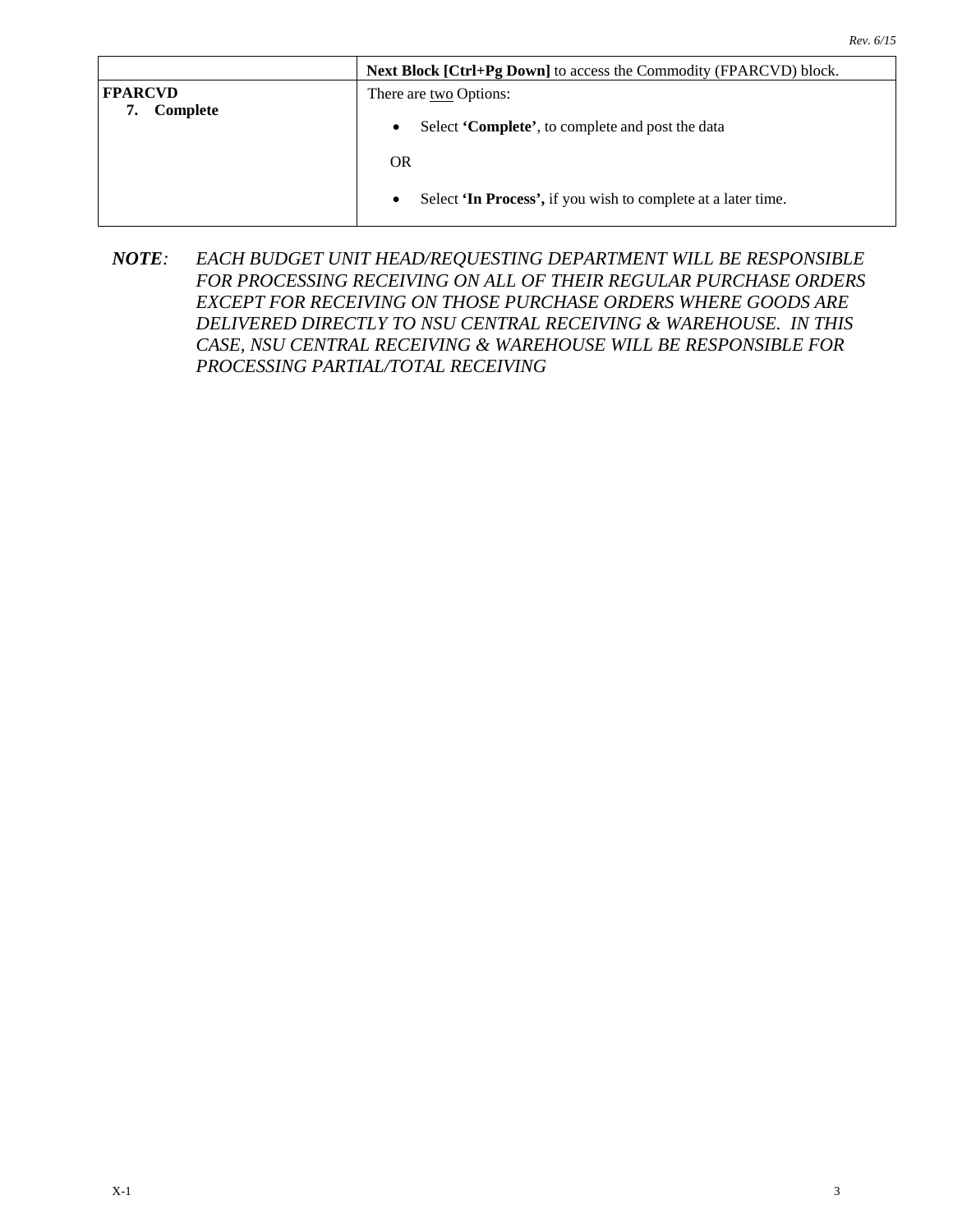| | |
|---|---|
| | **Next Block [Ctrl+Pg Down]** to access the Commodity (FPARCVD) block. |
| **FPARCVD**<br>**7. Complete** | There are <u>two</u> Options:<br>• Select **'Complete'**, to complete and post the data<br>OR<br>• Select **'In Process',** if you wish to complete at a later time. |

***NOTE**: EACH BUDGET UNIT HEAD/REQUESTING DEPARTMENT WILL BE RESPONSIBLE FOR PROCESSING RECEIVING ON ALL OF THEIR REGULAR PURCHASE ORDERS EXCEPT FOR RECEIVING ON THOSE PURCHASE ORDERS WHERE GOODS ARE DELIVERED DIRECTLY TO NSU CENTRAL RECEIVING & WAREHOUSE. IN THIS CASE, NSU CENTRAL RECEIVING & WAREHOUSE WILL BE RESPONSIBLE FOR PROCESSING PARTIAL/TOTAL RECEIVING*